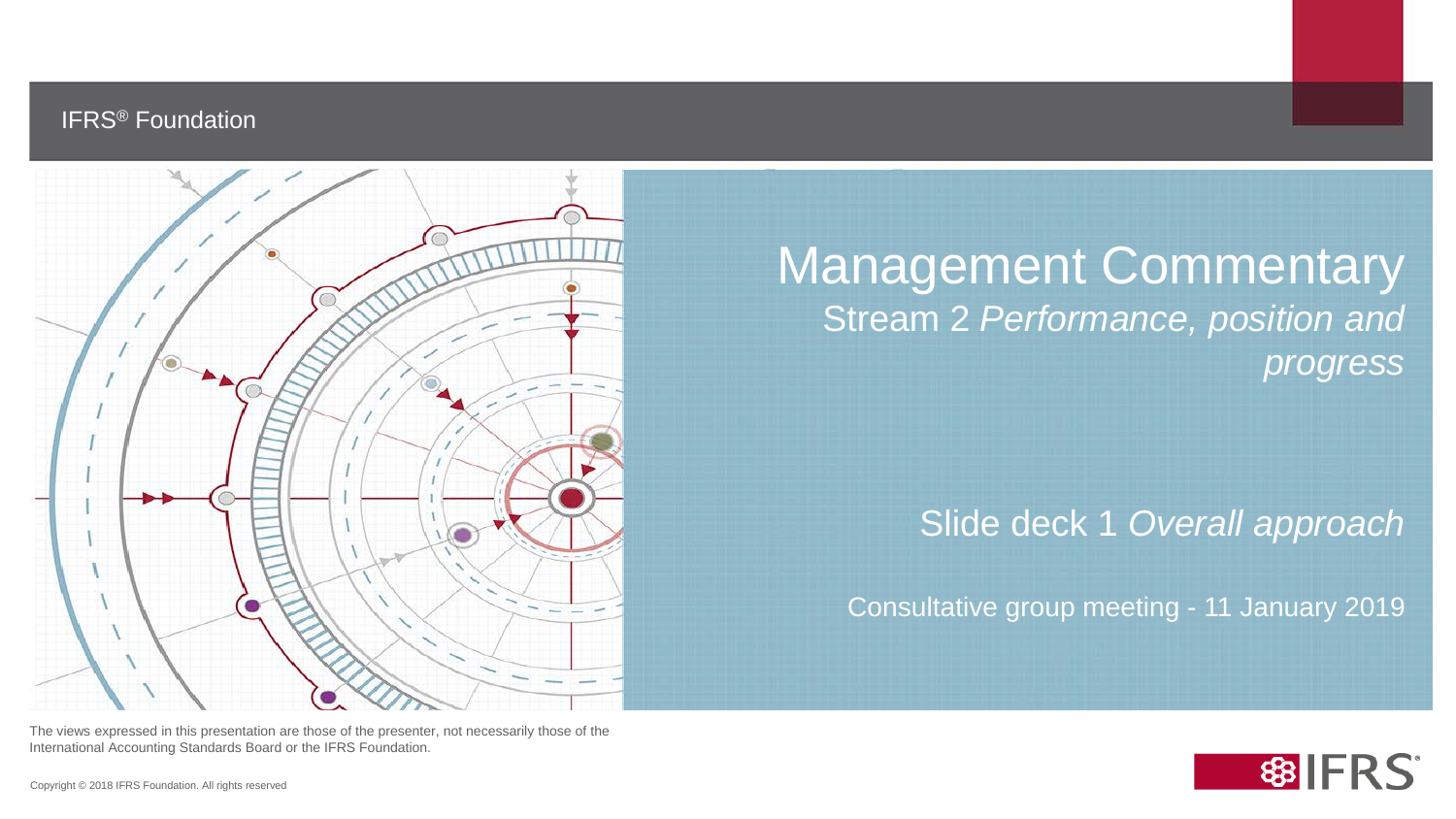IFRS® Foundation

# Management Commentary

## Stream 2 *Performance, position and progress*

Slide deck 1 *Overall approach*

Consultative group meeting - 11 January 2019

The views expressed in this presentation are those of the presenter, not necessarily those of the International Accounting Standards Board or the IFRS Foundation.

Copyright © 2018 IFRS Foundation. All rights reserved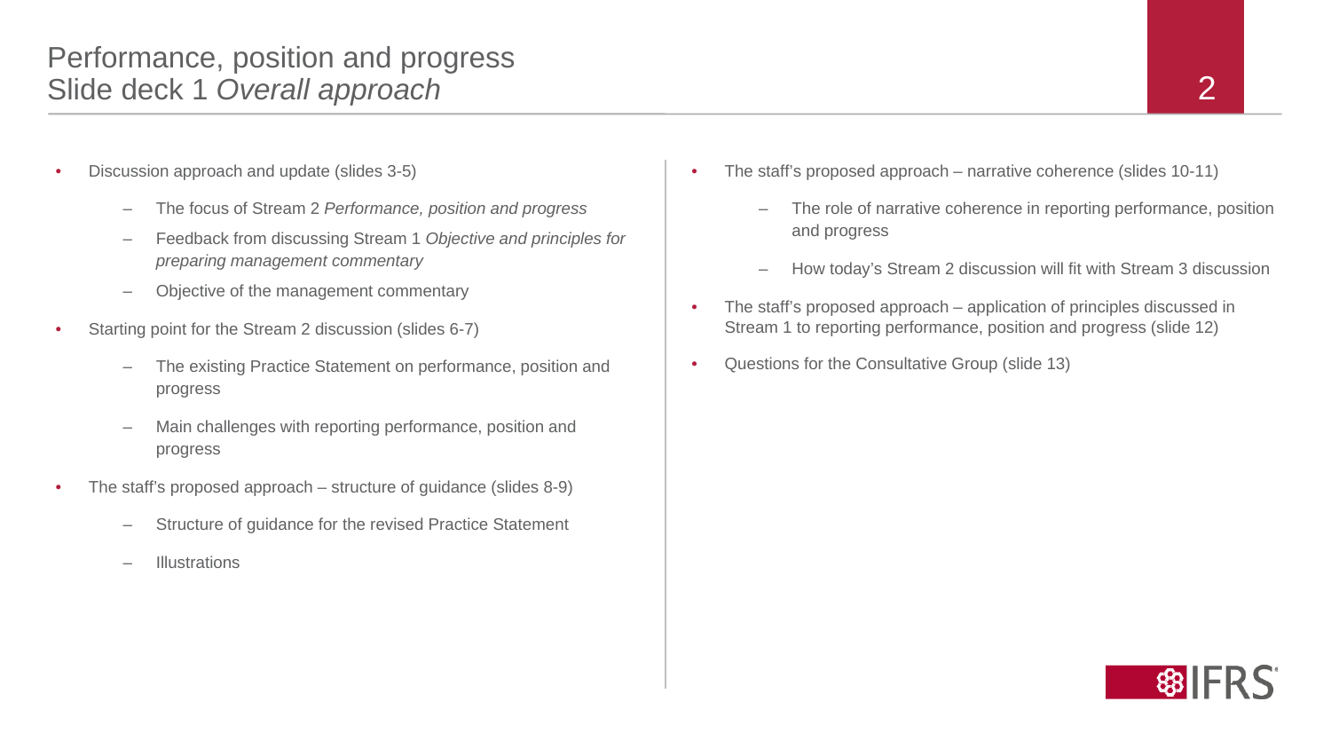# Performance, position and progress
## Slide deck 1 *Overall approach*

- Discussion approach and update (slides 3-5)
  - The focus of Stream 2 *Performance, position and progress*
  - Feedback from discussing Stream 1 *Objective and principles for preparing management commentary*
  - Objective of the management commentary
- Starting point for the Stream 2 discussion (slides 6-7)
  - The existing Practice Statement on performance, position and progress
  - Main challenges with reporting performance, position and progress
- The staff's proposed approach – structure of guidance (slides 8-9)
  - Structure of guidance for the revised Practice Statement
  - Illustrations
- The staff's proposed approach – narrative coherence (slides 10-11)
  - The role of narrative coherence in reporting performance, position and progress
  - How today's Stream 2 discussion will fit with Stream 3 discussion
- The staff's proposed approach – application of principles discussed in Stream 1 to reporting performance, position and progress (slide 12)
- Questions for the Consultative Group (slide 13)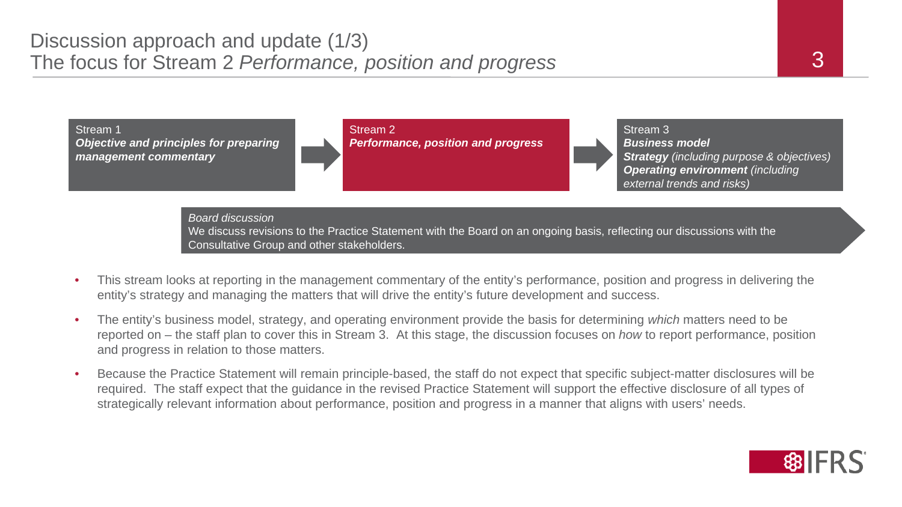# Discussion approach and update (1/3)
## The focus for Stream 2 *Performance, position and progress*

Stream 1
***Objective and principles for preparing management commentary***

Stream 2
***Performance, position and progress***

Stream 3
***Business model***
***Strategy*** *(including purpose & objectives)*
***Operating environment*** *(including external trends and risks)*

*Board discussion*
We discuss revisions to the Practice Statement with the Board on an ongoing basis, reflecting our discussions with the Consultative Group and other stakeholders.

- This stream looks at reporting in the management commentary of the entity's performance, position and progress in delivering the entity's strategy and managing the matters that will drive the entity's future development and success.
- The entity's business model, strategy, and operating environment provide the basis for determining *which* matters need to be reported on – the staff plan to cover this in Stream 3. At this stage, the discussion focuses on *how* to report performance, position and progress in relation to those matters.
- Because the Practice Statement will remain principle-based, the staff do not expect that specific subject-matter disclosures will be required. The staff expect that the guidance in the revised Practice Statement will support the effective disclosure of all types of strategically relevant information about performance, position and progress in a manner that aligns with users' needs.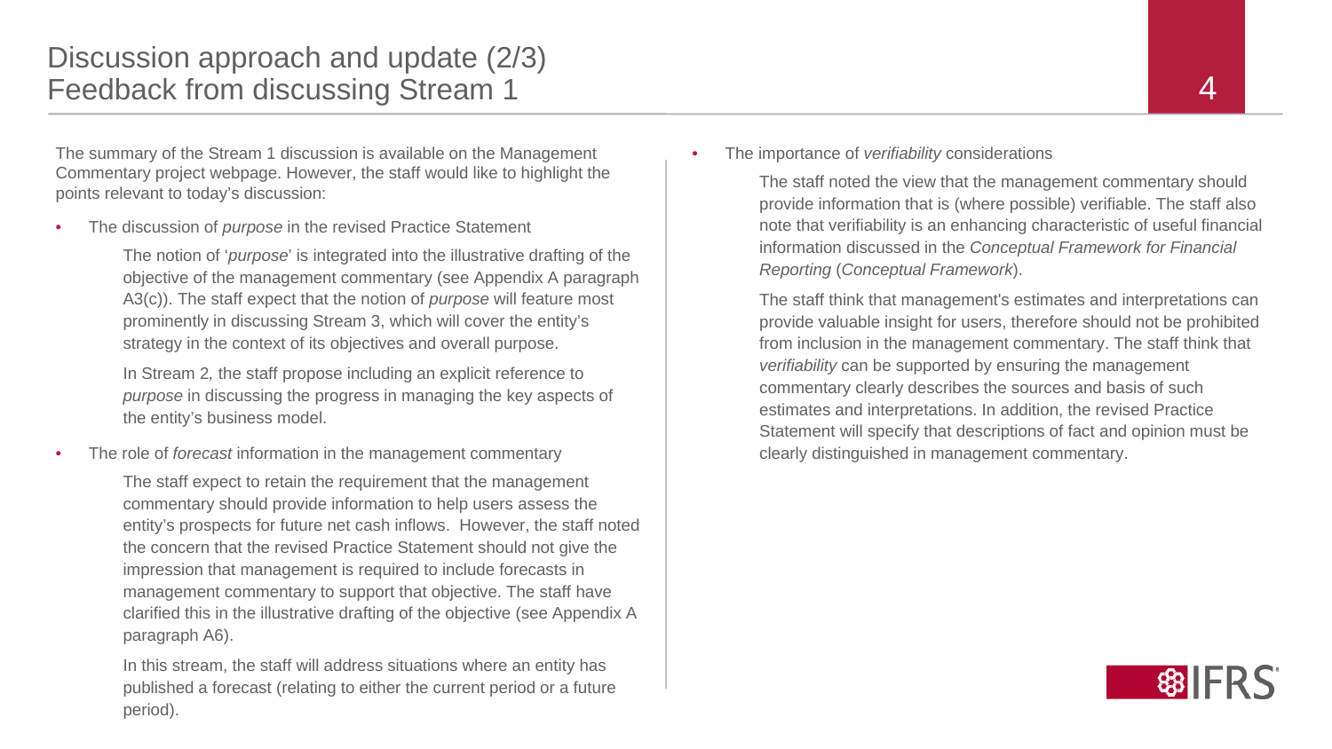# Discussion approach and update (2/3)
## Feedback from discussing Stream 1

The summary of the Stream 1 discussion is available on the Management Commentary project webpage. However, the staff would like to highlight the points relevant to today's discussion:

- The discussion of *purpose* in the revised Practice Statement

  The notion of '*purpose*' is integrated into the illustrative drafting of the objective of the management commentary (see Appendix A paragraph A3(c)). The staff expect that the notion of *purpose* will feature most prominently in discussing Stream 3, which will cover the entity's strategy in the context of its objectives and overall purpose.

  In Stream 2, the staff propose including an explicit reference to *purpose* in discussing the progress in managing the key aspects of the entity's business model.

- The role of *forecast* information in the management commentary

  The staff expect to retain the requirement that the management commentary should provide information to help users assess the entity's prospects for future net cash inflows. However, the staff noted the concern that the revised Practice Statement should not give the impression that management is required to include forecasts in management commentary to support that objective. The staff have clarified this in the illustrative drafting of the objective (see Appendix A paragraph A6).

  In this stream, the staff will address situations where an entity has published a forecast (relating to either the current period or a future period).

- The importance of *verifiability* considerations

  The staff noted the view that the management commentary should provide information that is (where possible) verifiable. The staff also note that verifiability is an enhancing characteristic of useful financial information discussed in the *Conceptual Framework for Financial Reporting* (*Conceptual Framework*).

  The staff think that management's estimates and interpretations can provide valuable insight for users, therefore should not be prohibited from inclusion in the management commentary. The staff think that *verifiability* can be supported by ensuring the management commentary clearly describes the sources and basis of such estimates and interpretations. In addition, the revised Practice Statement will specify that descriptions of fact and opinion must be clearly distinguished in management commentary.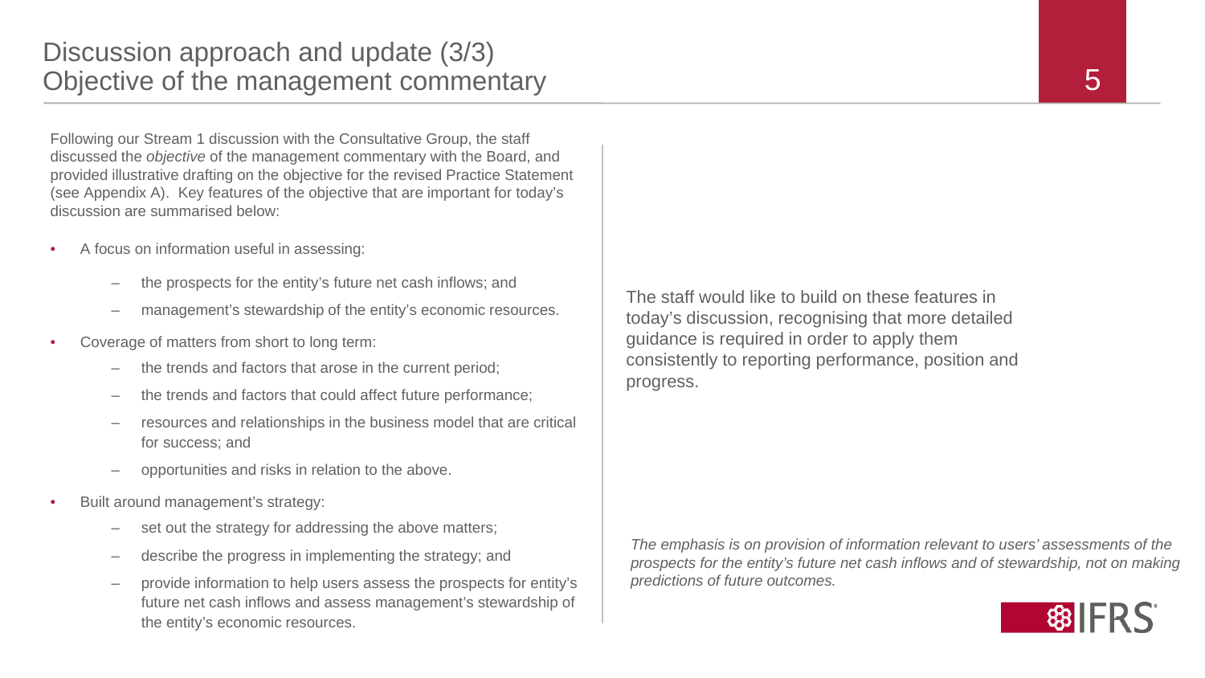# Discussion approach and update (3/3)
## Objective of the management commentary

Following our Stream 1 discussion with the Consultative Group, the staff discussed the *objective* of the management commentary with the Board, and provided illustrative drafting on the objective for the revised Practice Statement (see Appendix A). Key features of the objective that are important for today's discussion are summarised below:

- A focus on information useful in assessing:
  - the prospects for the entity's future net cash inflows; and
  - management's stewardship of the entity's economic resources.
- Coverage of matters from short to long term:
  - the trends and factors that arose in the current period;
  - the trends and factors that could affect future performance;
  - resources and relationships in the business model that are critical for success; and
  - opportunities and risks in relation to the above.
- Built around management's strategy:
  - set out the strategy for addressing the above matters;
  - describe the progress in implementing the strategy; and
  - provide information to help users assess the prospects for entity's future net cash inflows and assess management's stewardship of the entity's economic resources.

The staff would like to build on these features in today's discussion, recognising that more detailed guidance is required in order to apply them consistently to reporting performance, position and progress.

*The emphasis is on provision of information relevant to users' assessments of the prospects for the entity's future net cash inflows and of stewardship, not on making predictions of future outcomes.*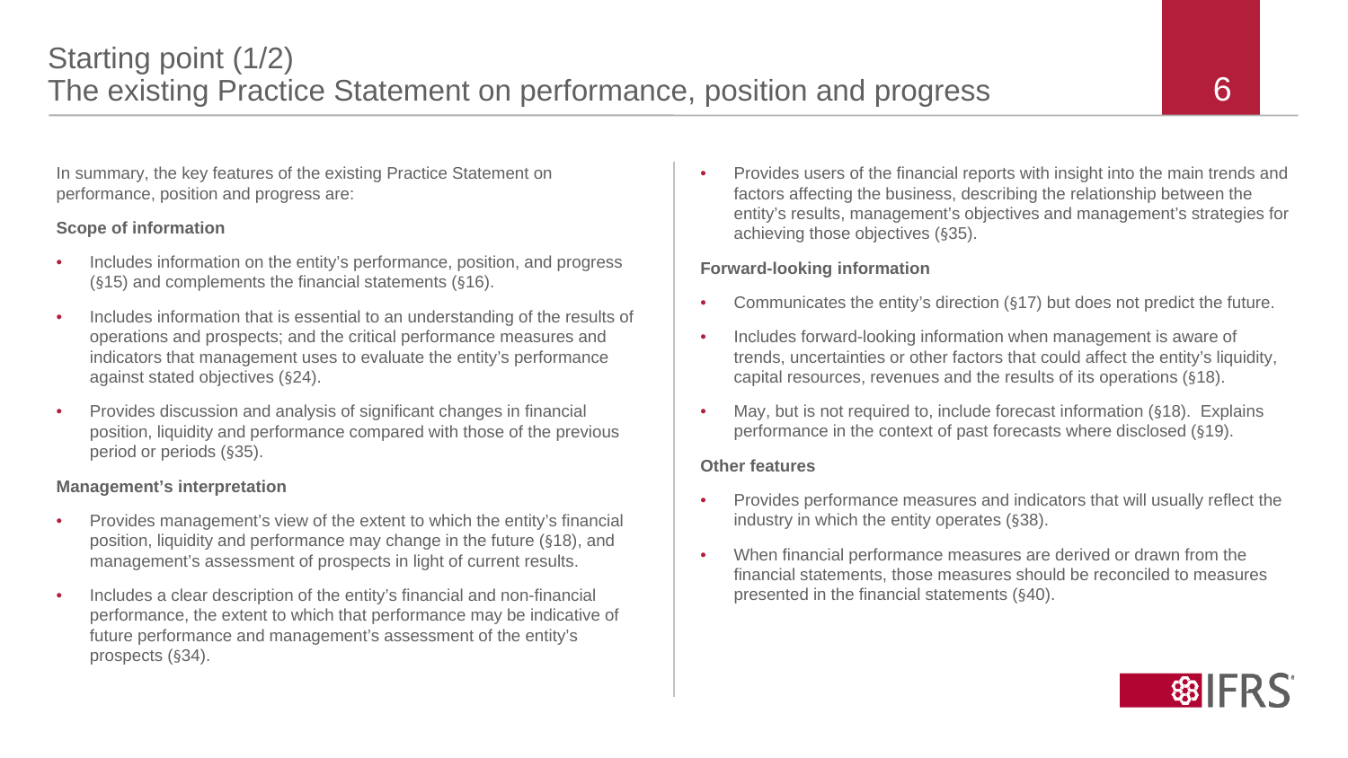# Starting point (1/2)
## The existing Practice Statement on performance, position and progress

In summary, the key features of the existing Practice Statement on performance, position and progress are:

**Scope of information**

- Includes information on the entity's performance, position, and progress (§15) and complements the financial statements (§16).
- Includes information that is essential to an understanding of the results of operations and prospects; and the critical performance measures and indicators that management uses to evaluate the entity's performance against stated objectives (§24).
- Provides discussion and analysis of significant changes in financial position, liquidity and performance compared with those of the previous period or periods (§35).

**Management's interpretation**

- Provides management's view of the extent to which the entity's financial position, liquidity and performance may change in the future (§18), and management's assessment of prospects in light of current results.
- Includes a clear description of the entity's financial and non-financial performance, the extent to which that performance may be indicative of future performance and management's assessment of the entity's prospects (§34).
- Provides users of the financial reports with insight into the main trends and factors affecting the business, describing the relationship between the entity's results, management's objectives and management's strategies for achieving those objectives (§35).

**Forward-looking information**

- Communicates the entity's direction (§17) but does not predict the future.
- Includes forward-looking information when management is aware of trends, uncertainties or other factors that could affect the entity's liquidity, capital resources, revenues and the results of its operations (§18).
- May, but is not required to, include forecast information (§18). Explains performance in the context of past forecasts where disclosed (§19).

**Other features**

- Provides performance measures and indicators that will usually reflect the industry in which the entity operates (§38).
- When financial performance measures are derived or drawn from the financial statements, those measures should be reconciled to measures presented in the financial statements (§40).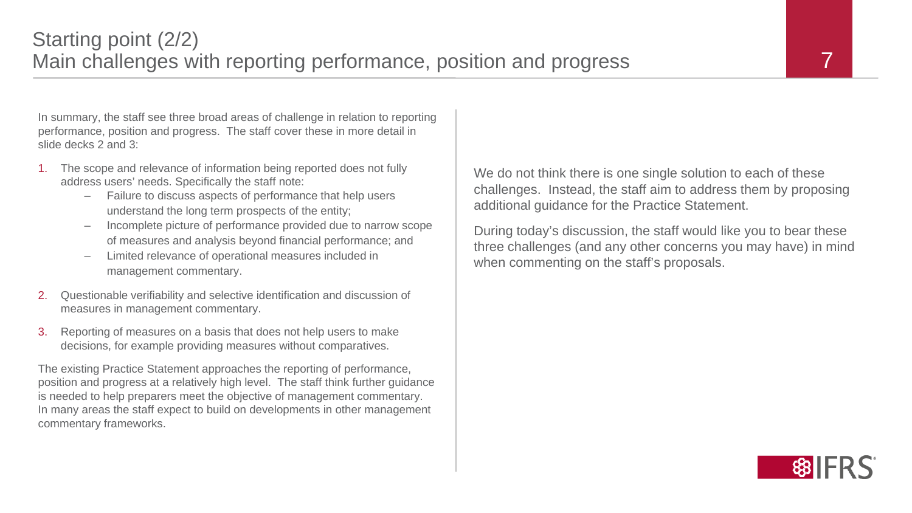# Starting point (2/2)
## Main challenges with reporting performance, position and progress

In summary, the staff see three broad areas of challenge in relation to reporting performance, position and progress. The staff cover these in more detail in slide decks 2 and 3:

1. The scope and relevance of information being reported does not fully address users' needs. Specifically the staff note:
   - Failure to discuss aspects of performance that help users understand the long term prospects of the entity;
   - Incomplete picture of performance provided due to narrow scope of measures and analysis beyond financial performance; and
   - Limited relevance of operational measures included in management commentary.
2. Questionable verifiability and selective identification and discussion of measures in management commentary.
3. Reporting of measures on a basis that does not help users to make decisions, for example providing measures without comparatives.

The existing Practice Statement approaches the reporting of performance, position and progress at a relatively high level. The staff think further guidance is needed to help preparers meet the objective of management commentary. In many areas the staff expect to build on developments in other management commentary frameworks.

We do not think there is one single solution to each of these challenges. Instead, the staff aim to address them by proposing additional guidance for the Practice Statement.

During today's discussion, the staff would like you to bear these three challenges (and any other concerns you may have) in mind when commenting on the staff's proposals.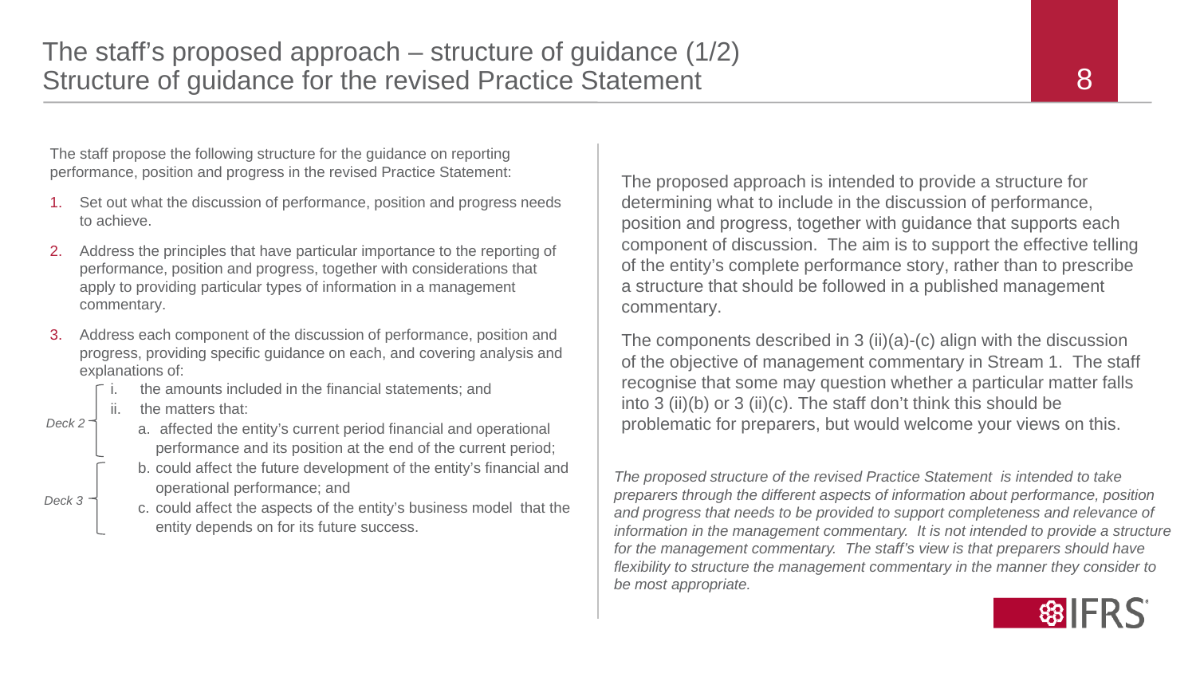# The staff's proposed approach – structure of guidance (1/2)
## Structure of guidance for the revised Practice Statement

The staff propose the following structure for the guidance on reporting performance, position and progress in the revised Practice Statement:

1. Set out what the discussion of performance, position and progress needs to achieve.
2. Address the principles that have particular importance to the reporting of performance, position and progress, together with considerations that apply to providing particular types of information in a management commentary.
3. Address each component of the discussion of performance, position and progress, providing specific guidance on each, and covering analysis and explanations of:
   - i. the amounts included in the financial statements; and
   - ii. the matters that:
     - a. affected the entity's current period financial and operational performance and its position at the end of the current period;
     - b. could affect the future development of the entity's financial and operational performance; and
     - c. could affect the aspects of the entity's business model that the entity depends on for its future success.

*Deck 2* (covers 3 i and 3 ii a)

*Deck 3* (covers 3 ii b and 3 ii c)

The proposed approach is intended to provide a structure for determining what to include in the discussion of performance, position and progress, together with guidance that supports each component of discussion. The aim is to support the effective telling of the entity's complete performance story, rather than to prescribe a structure that should be followed in a published management commentary.

The components described in 3 (ii)(a)-(c) align with the discussion of the objective of management commentary in Stream 1. The staff recognise that some may question whether a particular matter falls into 3 (ii)(b) or 3 (ii)(c). The staff don't think this should be problematic for preparers, but would welcome your views on this.

*The proposed structure of the revised Practice Statement is intended to take preparers through the different aspects of information about performance, position and progress that needs to be provided to support completeness and relevance of information in the management commentary. It is not intended to provide a structure for the management commentary. The staff's view is that preparers should have flexibility to structure the management commentary in the manner they consider to be most appropriate.*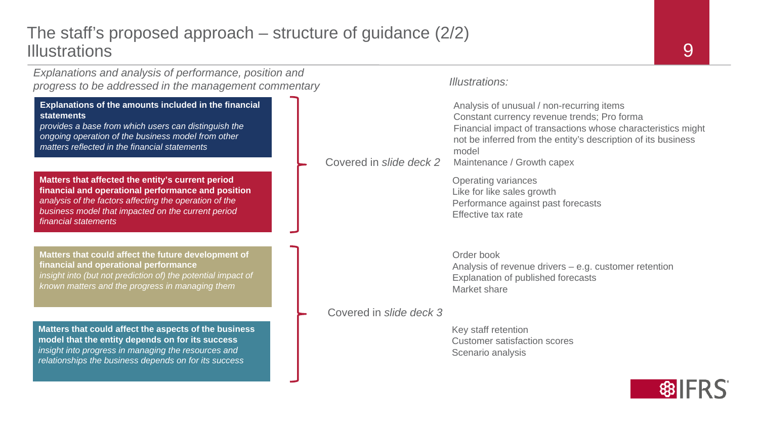# The staff's proposed approach – structure of guidance (2/2) Illustrations

*Explanations and analysis of performance, position and progress to be addressed in the management commentary*

*Illustrations:*

**Explanations of the amounts included in the financial statements**
*provides a base from which users can distinguish the ongoing operation of the business model from other matters reflected in the financial statements*

- Analysis of unusual / non-recurring items
- Constant currency revenue trends; Pro forma
- Financial impact of transactions whose characteristics might not be inferred from the entity's description of its business model
- Maintenance / Growth capex

**Matters that affected the entity's current period financial and operational performance and position**
*analysis of the factors affecting the operation of the business model that impacted on the current period financial statements*

- Operating variances
- Like for like sales growth
- Performance against past forecasts
- Effective tax rate

Covered in *slide deck 2*

**Matters that could affect the future development of financial and operational performance**
*insight into (but not prediction of) the potential impact of known matters and the progress in managing them*

- Order book
- Analysis of revenue drivers – e.g. customer retention
- Explanation of published forecasts
- Market share

**Matters that could affect the aspects of the business model that the entity depends on for its success**
*insight into progress in managing the resources and relationships the business depends on for its success*

- Key staff retention
- Customer satisfaction scores
- Scenario analysis

Covered in *slide deck 3*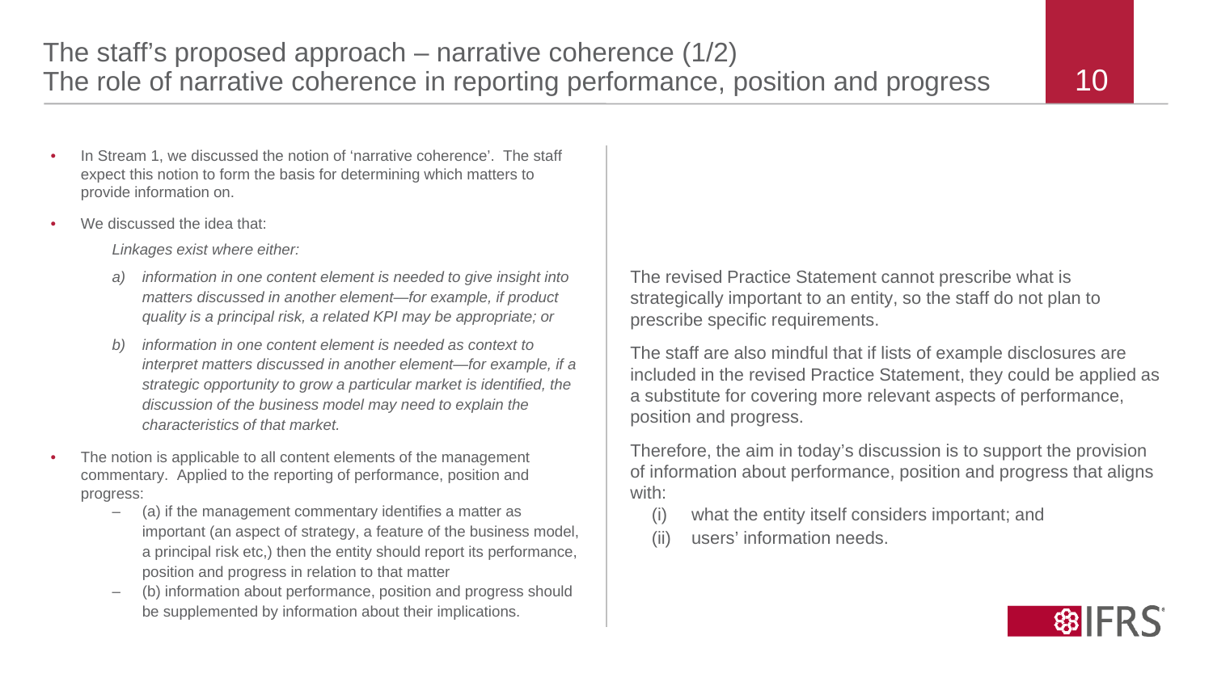# The staff's proposed approach – narrative coherence (1/2)
## The role of narrative coherence in reporting performance, position and progress

- In Stream 1, we discussed the notion of 'narrative coherence'. The staff expect this notion to form the basis for determining which matters to provide information on.
- We discussed the idea that:

  *Linkages exist where either:*

  *a) information in one content element is needed to give insight into matters discussed in another element—for example, if product quality is a principal risk, a related KPI may be appropriate; or*

  *b) information in one content element is needed as context to interpret matters discussed in another element—for example, if a strategic opportunity to grow a particular market is identified, the discussion of the business model may need to explain the characteristics of that market.*

- The notion is applicable to all content elements of the management commentary. Applied to the reporting of performance, position and progress:
  - (a) if the management commentary identifies a matter as important (an aspect of strategy, a feature of the business model, a principal risk etc,) then the entity should report its performance, position and progress in relation to that matter
  - (b) information about performance, position and progress should be supplemented by information about their implications.

The revised Practice Statement cannot prescribe what is strategically important to an entity, so the staff do not plan to prescribe specific requirements.

The staff are also mindful that if lists of example disclosures are included in the revised Practice Statement, they could be applied as a substitute for covering more relevant aspects of performance, position and progress.

Therefore, the aim in today's discussion is to support the provision of information about performance, position and progress that aligns with:

(i) what the entity itself considers important; and
(ii) users' information needs.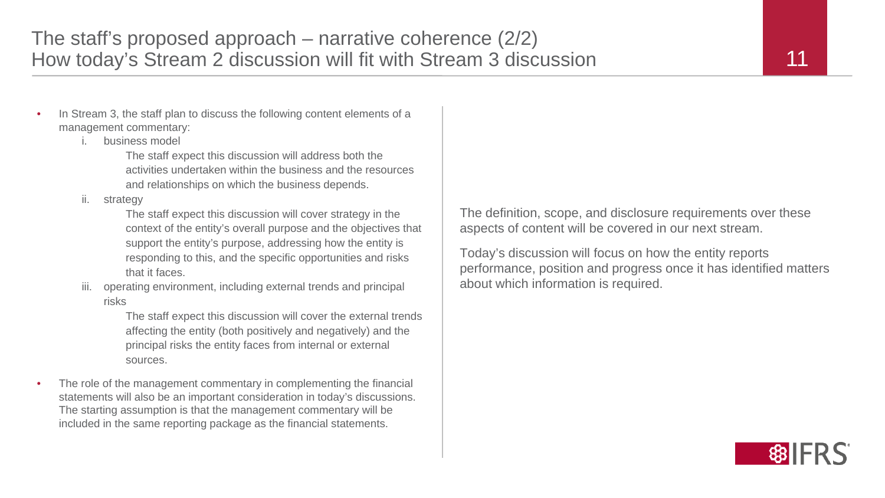# The staff's proposed approach – narrative coherence (2/2)
## How today's Stream 2 discussion will fit with Stream 3 discussion

- In Stream 3, the staff plan to discuss the following content elements of a management commentary:
   i. business model

      The staff expect this discussion will address both the activities undertaken within the business and the resources and relationships on which the business depends.

   ii. strategy

      The staff expect this discussion will cover strategy in the context of the entity's overall purpose and the objectives that support the entity's purpose, addressing how the entity is responding to this, and the specific opportunities and risks that it faces.

   iii. operating environment, including external trends and principal risks

      The staff expect this discussion will cover the external trends affecting the entity (both positively and negatively) and the principal risks the entity faces from internal or external sources.

- The role of the management commentary in complementing the financial statements will also be an important consideration in today's discussions. The starting assumption is that the management commentary will be included in the same reporting package as the financial statements.

The definition, scope, and disclosure requirements over these aspects of content will be covered in our next stream.

Today's discussion will focus on how the entity reports performance, position and progress once it has identified matters about which information is required.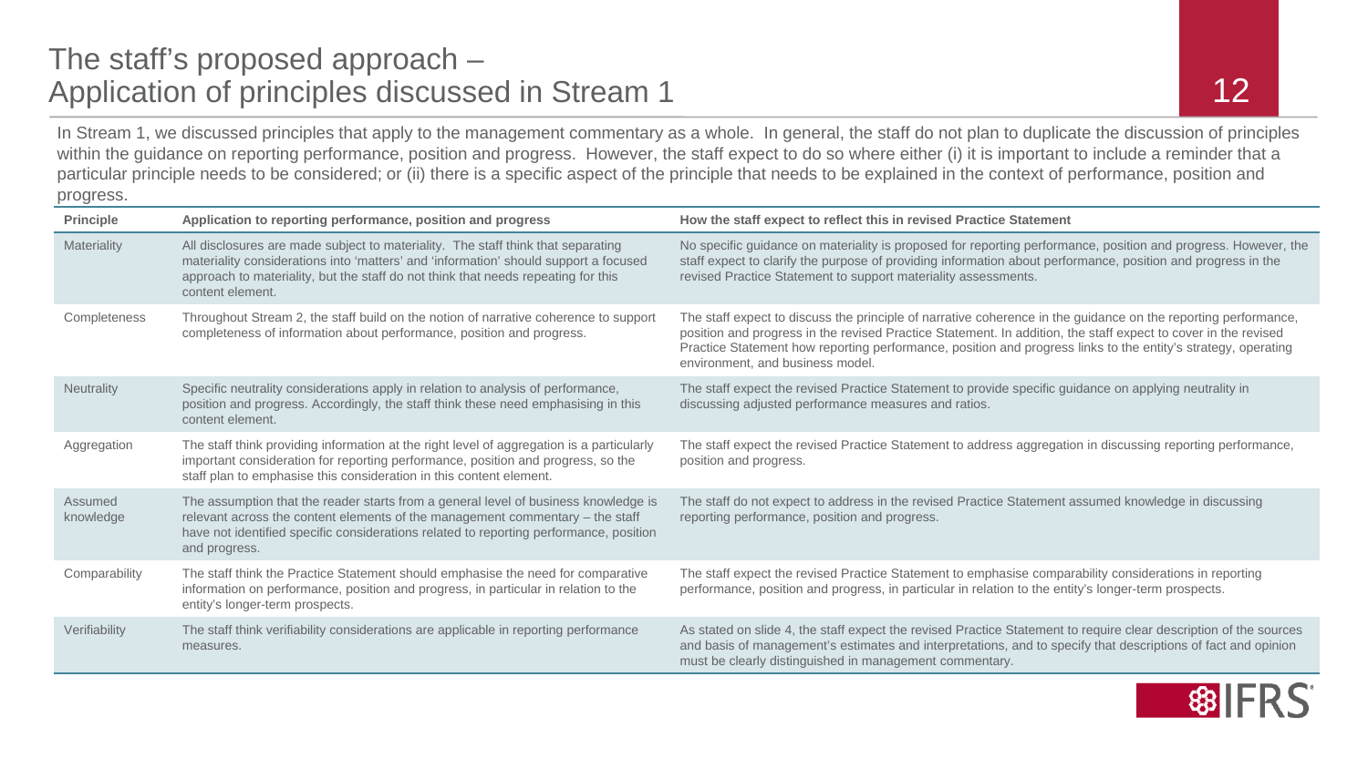# The staff's proposed approach – Application of principles discussed in Stream 1

In Stream 1, we discussed principles that apply to the management commentary as a whole. In general, the staff do not plan to duplicate the discussion of principles within the guidance on reporting performance, position and progress. However, the staff expect to do so where either (i) it is important to include a reminder that a particular principle needs to be considered; or (ii) there is a specific aspect of the principle that needs to be explained in the context of performance, position and progress.

| Principle | Application to reporting performance, position and progress | How the staff expect to reflect this in revised Practice Statement |
|---|---|---|
| Materiality | All disclosures are made subject to materiality. The staff think that separating materiality considerations into 'matters' and 'information' should support a focused approach to materiality, but the staff do not think that needs repeating for this content element. | No specific guidance on materiality is proposed for reporting performance, position and progress. However, the staff expect to clarify the purpose of providing information about performance, position and progress in the revised Practice Statement to support materiality assessments. |
| Completeness | Throughout Stream 2, the staff build on the notion of narrative coherence to support completeness of information about performance, position and progress. | The staff expect to discuss the principle of narrative coherence in the guidance on the reporting performance, position and progress in the revised Practice Statement. In addition, the staff expect to cover in the revised Practice Statement how reporting performance, position and progress links to the entity's strategy, operating environment, and business model. |
| Neutrality | Specific neutrality considerations apply in relation to analysis of performance, position and progress. Accordingly, the staff think these need emphasising in this content element. | The staff expect the revised Practice Statement to provide specific guidance on applying neutrality in discussing adjusted performance measures and ratios. |
| Aggregation | The staff think providing information at the right level of aggregation is a particularly important consideration for reporting performance, position and progress, so the staff plan to emphasise this consideration in this content element. | The staff expect the revised Practice Statement to address aggregation in discussing reporting performance, position and progress. |
| Assumed knowledge | The assumption that the reader starts from a general level of business knowledge is relevant across the content elements of the management commentary – the staff have not identified specific considerations related to reporting performance, position and progress. | The staff do not expect to address in the revised Practice Statement assumed knowledge in discussing reporting performance, position and progress. |
| Comparability | The staff think the Practice Statement should emphasise the need for comparative information on performance, position and progress, in particular in relation to the entity's longer-term prospects. | The staff expect the revised Practice Statement to emphasise comparability considerations in reporting performance, position and progress, in particular in relation to the entity's longer-term prospects. |
| Verifiability | The staff think verifiability considerations are applicable in reporting performance measures. | As stated on slide 4, the staff expect the revised Practice Statement to require clear description of the sources and basis of management's estimates and interpretations, and to specify that descriptions of fact and opinion must be clearly distinguished in management commentary. |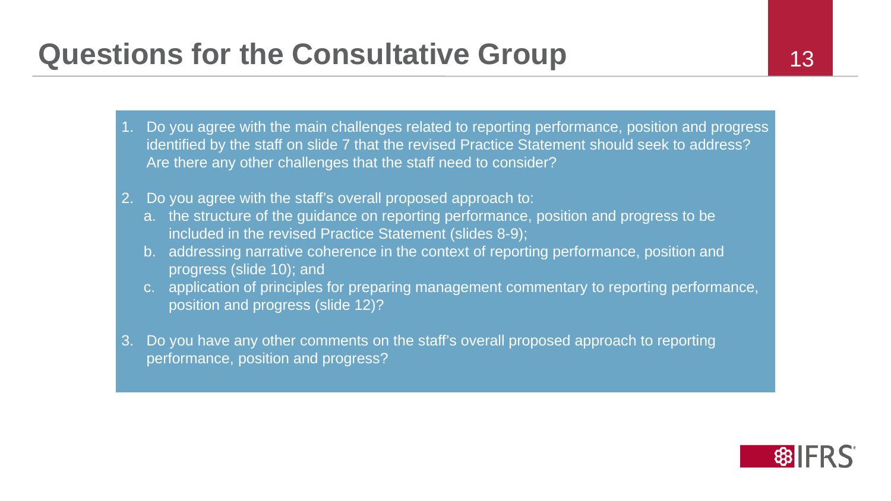# Questions for the Consultative Group

1. Do you agree with the main challenges related to reporting performance, position and progress identified by the staff on slide 7 that the revised Practice Statement should seek to address? Are there any other challenges that the staff need to consider?

2. Do you agree with the staff's overall proposed approach to:
   a. the structure of the guidance on reporting performance, position and progress to be included in the revised Practice Statement (slides 8-9);
   b. addressing narrative coherence in the context of reporting performance, position and progress (slide 10); and
   c. application of principles for preparing management commentary to reporting performance, position and progress (slide 12)?

3. Do you have any other comments on the staff's overall proposed approach to reporting performance, position and progress?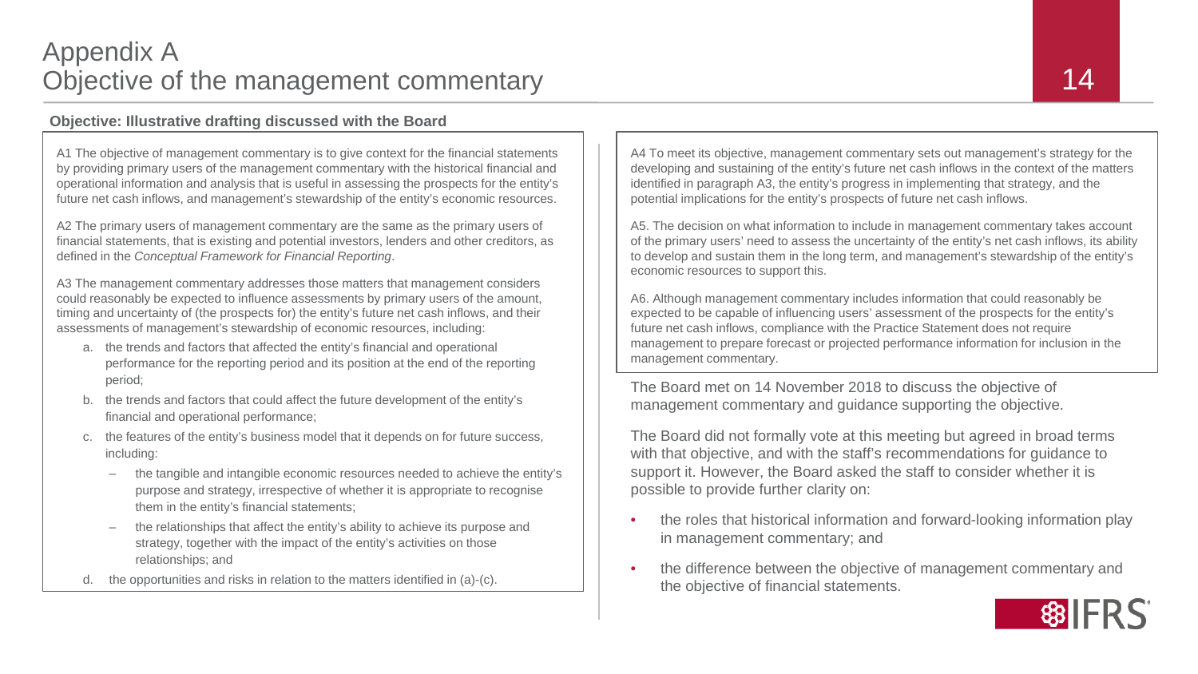# Appendix A
# Objective of the management commentary

**Objective: Illustrative drafting discussed with the Board**

A1 The objective of management commentary is to give context for the financial statements by providing primary users of the management commentary with the historical financial and operational information and analysis that is useful in assessing the prospects for the entity's future net cash inflows, and management's stewardship of the entity's economic resources.

A2 The primary users of management commentary are the same as the primary users of financial statements, that is existing and potential investors, lenders and other creditors, as defined in the *Conceptual Framework for Financial Reporting*.

A3 The management commentary addresses those matters that management considers could reasonably be expected to influence assessments by primary users of the amount, timing and uncertainty of (the prospects for) the entity's future net cash inflows, and their assessments of management's stewardship of economic resources, including:

a. the trends and factors that affected the entity's financial and operational performance for the reporting period and its position at the end of the reporting period;
b. the trends and factors that could affect the future development of the entity's financial and operational performance;
c. the features of the entity's business model that it depends on for future success, including:
   - the tangible and intangible economic resources needed to achieve the entity's purpose and strategy, irrespective of whether it is appropriate to recognise them in the entity's financial statements;
   - the relationships that affect the entity's ability to achieve its purpose and strategy, together with the impact of the entity's activities on those relationships; and
d. the opportunities and risks in relation to the matters identified in (a)-(c).

A4 To meet its objective, management commentary sets out management's strategy for the developing and sustaining of the entity's future net cash inflows in the context of the matters identified in paragraph A3, the entity's progress in implementing that strategy, and the potential implications for the entity's prospects of future net cash inflows.

A5. The decision on what information to include in management commentary takes account of the primary users' need to assess the uncertainty of the entity's net cash inflows, its ability to develop and sustain them in the long term, and management's stewardship of the entity's economic resources to support this.

A6. Although management commentary includes information that could reasonably be expected to be capable of influencing users' assessment of the prospects for the entity's future net cash inflows, compliance with the Practice Statement does not require management to prepare forecast or projected performance information for inclusion in the management commentary.

The Board met on 14 November 2018 to discuss the objective of management commentary and guidance supporting the objective.

The Board did not formally vote at this meeting but agreed in broad terms with that objective, and with the staff's recommendations for guidance to support it. However, the Board asked the staff to consider whether it is possible to provide further clarity on:

- the roles that historical information and forward-looking information play in management commentary; and
- the difference between the objective of management commentary and the objective of financial statements.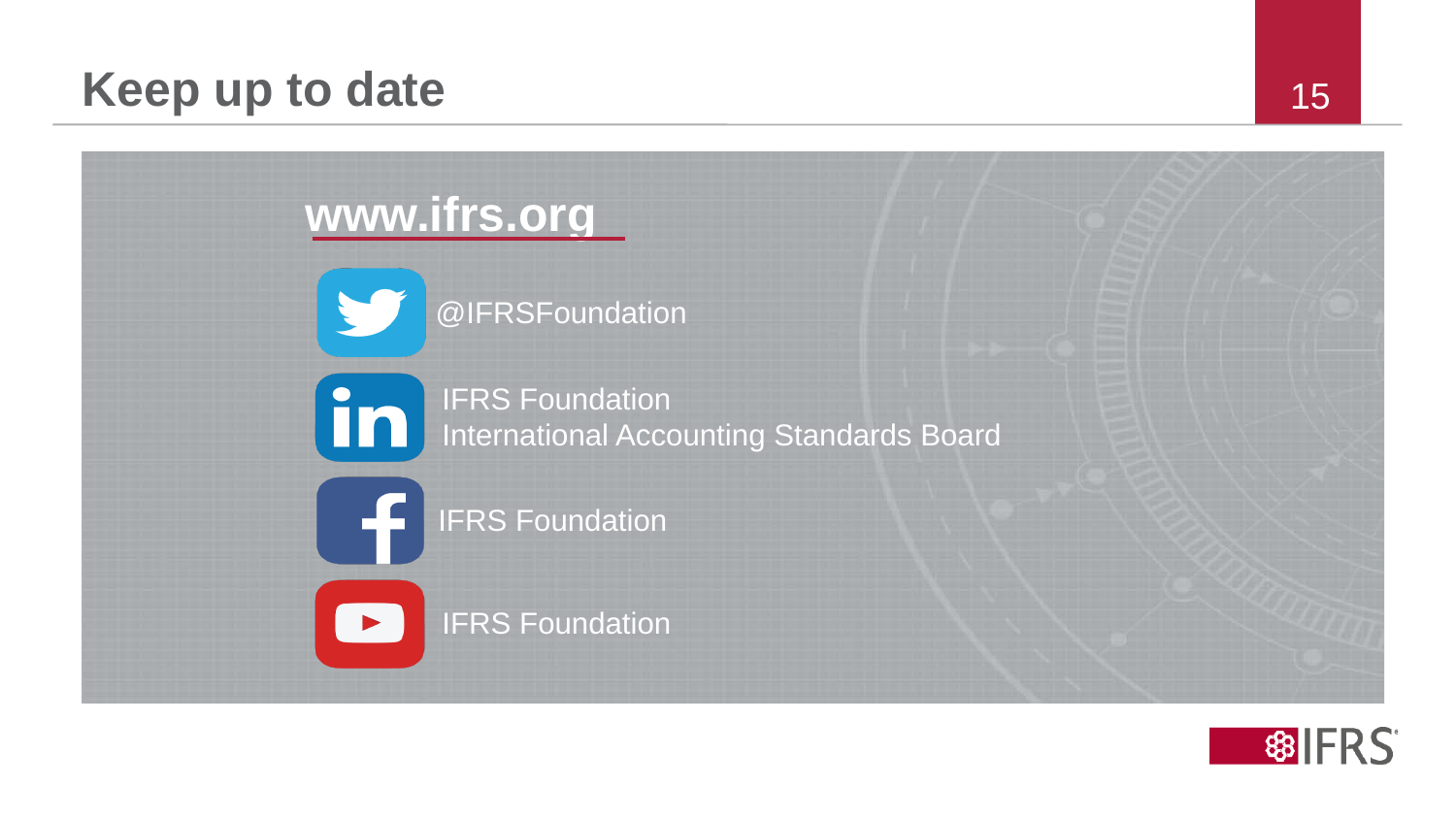# Keep up to date

**www.ifrs.org**

@IFRSFoundation

IFRS Foundation
International Accounting Standards Board

IFRS Foundation

IFRS Foundation